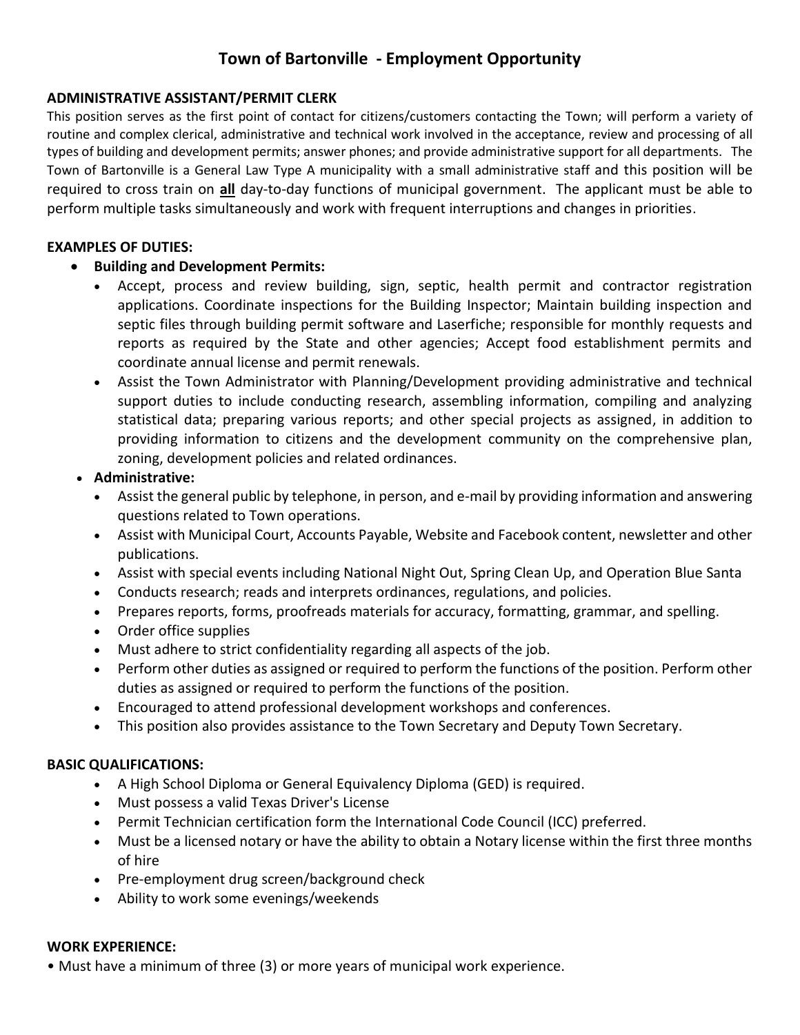# Town of Bartonville - Employment Opportunity

**ADMINISTRATIVE ASSISTANT/PERMIT CLERK**

This position serves as the first point of contact for citizens/customers contacting the Town; will perform a variety of routine and complex clerical, administrative and technical work involved in the acceptance, review and processing of all types of building and development permits; answer phones; and provide administrative support for all departments. The Town of Bartonville is a General Law Type A municipality with a small administrative staff and this position will be required to cross train on **all** day-to-day functions of municipal government. The applicant must be able to perform multiple tasks simultaneously and work with frequent interruptions and changes in priorities.

**EXAMPLES OF DUTIES:**

- **Building and Development Permits:**
  - Accept, process and review building, sign, septic, health permit and contractor registration applications. Coordinate inspections for the Building Inspector; Maintain building inspection and septic files through building permit software and Laserfiche; responsible for monthly requests and reports as required by the State and other agencies; Accept food establishment permits and coordinate annual license and permit renewals.
  - Assist the Town Administrator with Planning/Development providing administrative and technical support duties to include conducting research, assembling information, compiling and analyzing statistical data; preparing various reports; and other special projects as assigned, in addition to providing information to citizens and the development community on the comprehensive plan, zoning, development policies and related ordinances.
- **Administrative:**
  - Assist the general public by telephone, in person, and e-mail by providing information and answering questions related to Town operations.
  - Assist with Municipal Court, Accounts Payable, Website and Facebook content, newsletter and other publications.
  - Assist with special events including National Night Out, Spring Clean Up, and Operation Blue Santa
  - Conducts research; reads and interprets ordinances, regulations, and policies.
  - Prepares reports, forms, proofreads materials for accuracy, formatting, grammar, and spelling.
  - Order office supplies
  - Must adhere to strict confidentiality regarding all aspects of the job.
  - Perform other duties as assigned or required to perform the functions of the position. Perform other duties as assigned or required to perform the functions of the position.
  - Encouraged to attend professional development workshops and conferences.
  - This position also provides assistance to the Town Secretary and Deputy Town Secretary.

**BASIC QUALIFICATIONS:**

- A High School Diploma or General Equivalency Diploma (GED) is required.
- Must possess a valid Texas Driver's License
- Permit Technician certification form the International Code Council (ICC) preferred.
- Must be a licensed notary or have the ability to obtain a Notary license within the first three months of hire
- Pre-employment drug screen/background check
- Ability to work some evenings/weekends

**WORK EXPERIENCE:**

- Must have a minimum of three (3) or more years of municipal work experience.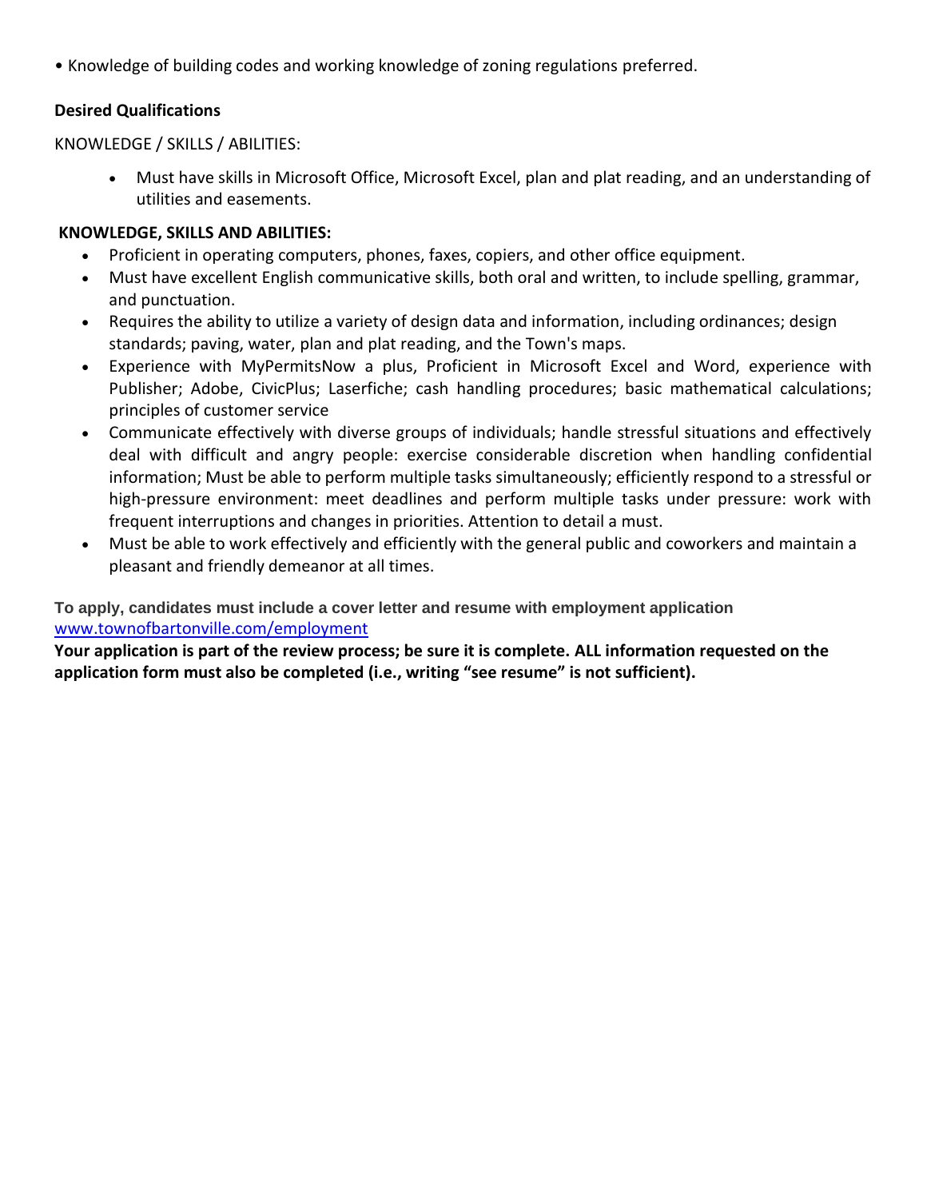- Knowledge of building codes and working knowledge of zoning regulations preferred.

**Desired Qualifications**

KNOWLEDGE / SKILLS / ABILITIES:

- Must have skills in Microsoft Office, Microsoft Excel, plan and plat reading, and an understanding of utilities and easements.

**KNOWLEDGE, SKILLS AND ABILITIES:**

- Proficient in operating computers, phones, faxes, copiers, and other office equipment.
- Must have excellent English communicative skills, both oral and written, to include spelling, grammar, and punctuation.
- Requires the ability to utilize a variety of design data and information, including ordinances; design standards; paving, water, plan and plat reading, and the Town's maps.
- Experience with MyPermitsNow a plus, Proficient in Microsoft Excel and Word, experience with Publisher; Adobe, CivicPlus; Laserfiche; cash handling procedures; basic mathematical calculations; principles of customer service
- Communicate effectively with diverse groups of individuals; handle stressful situations and effectively deal with difficult and angry people: exercise considerable discretion when handling confidential information; Must be able to perform multiple tasks simultaneously; efficiently respond to a stressful or high-pressure environment: meet deadlines and perform multiple tasks under pressure: work with frequent interruptions and changes in priorities. Attention to detail a must.
- Must be able to work effectively and efficiently with the general public and coworkers and maintain a pleasant and friendly demeanor at all times.

**To apply, candidates must include a cover letter and resume with employment application**
[www.townofbartonville.com/employment](www.townofbartonville.com/employment)

**Your application is part of the review process; be sure it is complete. ALL information requested on the application form must also be completed (i.e., writing "see resume" is not sufficient).**